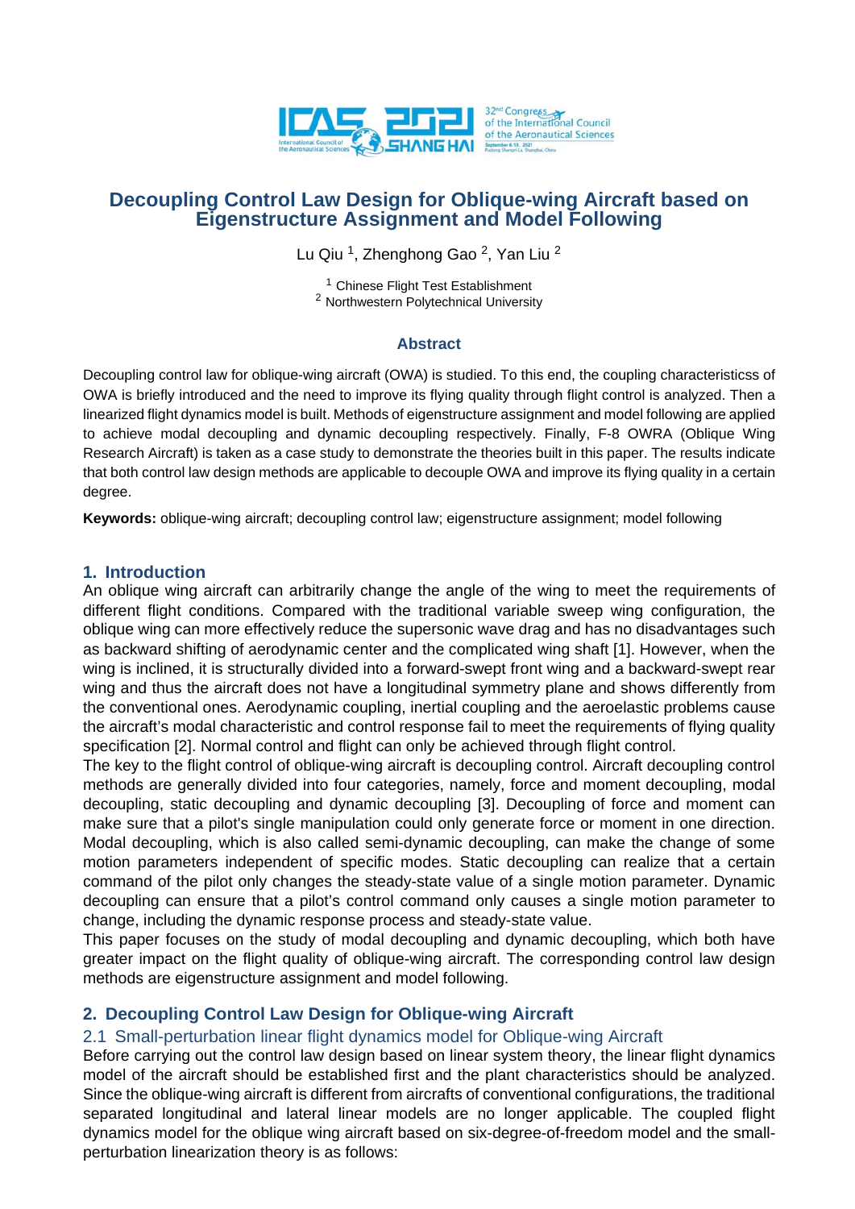# Decoupling Control Law Design for Oblique-wing Aircraft based on Eigenstructure Assignment and Model Following

Lu Qiu [1], Zhenghong Gao [2], Yan Liu [2]

[1] Chinese Flight Test Establishment
[2] Northwestern Polytechnical University

## Abstract

Decoupling control law for oblique-wing aircraft (OWA) is studied. To this end, the coupling characteristicss of OWA is briefly introduced and the need to improve its flying quality through flight control is analyzed. Then a linearized flight dynamics model is built. Methods of eigenstructure assignment and model following are applied to achieve modal decoupling and dynamic decoupling respectively. Finally, F-8 OWRA (Oblique Wing Research Aircraft) is taken as a case study to demonstrate the theories built in this paper. The results indicate that both control law design methods are applicable to decouple OWA and improve its flying quality in a certain degree.

**Keywords:** oblique-wing aircraft; decoupling control law; eigenstructure assignment; model following

## 1. Introduction

An oblique wing aircraft can arbitrarily change the angle of the wing to meet the requirements of different flight conditions. Compared with the traditional variable sweep wing configuration, the oblique wing can more effectively reduce the supersonic wave drag and has no disadvantages such as backward shifting of aerodynamic center and the complicated wing shaft [1]. However, when the wing is inclined, it is structurally divided into a forward-swept front wing and a backward-swept rear wing and thus the aircraft does not have a longitudinal symmetry plane and shows differently from the conventional ones. Aerodynamic coupling, inertial coupling and the aeroelastic problems cause the aircraft's modal characteristic and control response fail to meet the requirements of flying quality specification [2]. Normal control and flight can only be achieved through flight control.

The key to the flight control of oblique-wing aircraft is decoupling control. Aircraft decoupling control methods are generally divided into four categories, namely, force and moment decoupling, modal decoupling, static decoupling and dynamic decoupling [3]. Decoupling of force and moment can make sure that a pilot's single manipulation could only generate force or moment in one direction. Modal decoupling, which is also called semi-dynamic decoupling, can make the change of some motion parameters independent of specific modes. Static decoupling can realize that a certain command of the pilot only changes the steady-state value of a single motion parameter. Dynamic decoupling can ensure that a pilot's control command only causes a single motion parameter to change, including the dynamic response process and steady-state value.

This paper focuses on the study of modal decoupling and dynamic decoupling, which both have greater impact on the flight quality of oblique-wing aircraft. The corresponding control law design methods are eigenstructure assignment and model following.

## 2. Decoupling Control Law Design for Oblique-wing Aircraft

### 2.1 Small-perturbation linear flight dynamics model for Oblique-wing Aircraft

Before carrying out the control law design based on linear system theory, the linear flight dynamics model of the aircraft should be established first and the plant characteristics should be analyzed. Since the oblique-wing aircraft is different from aircrafts of conventional configurations, the traditional separated longitudinal and lateral linear models are no longer applicable. The coupled flight dynamics model for the oblique wing aircraft based on six-degree-of-freedom model and the small-perturbation linearization theory is as follows: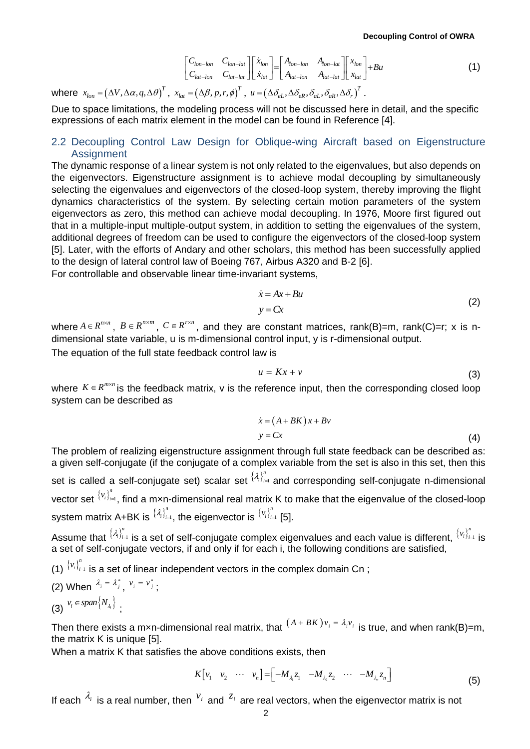$$\begin{bmatrix} C_{lon-lon} & C_{lon-lat} \\ C_{lat-lon} & C_{lat-lat} \end{bmatrix} \begin{bmatrix} \dot{x}_{lon} \\ \dot{x}_{lat} \end{bmatrix} = \begin{bmatrix} A_{lon-lon} & A_{lon-lat} \\ A_{lat-lon} & A_{lat-lat} \end{bmatrix} \begin{bmatrix} x_{lon} \\ x_{lat} \end{bmatrix} + Bu \tag{1}$$

where $x_{lon} = (\Delta V, \Delta\alpha, q, \Delta\theta)^T$, $x_{lat} = (\Delta\beta, p, r, \phi)^T$, $u = (\Delta\delta_{eL}, \Delta\delta_{eR}, \delta_{aL}, \delta_{aR}, \Delta\delta_r)^T$.

Due to space limitations, the modeling process will not be discussed here in detail, and the specific expressions of each matrix element in the model can be found in Reference [4].

## 2.2 Decoupling Control Law Design for Oblique-wing Aircraft based on Eigenstructure Assignment

The dynamic response of a linear system is not only related to the eigenvalues, but also depends on the eigenvectors. Eigenstructure assignment is to achieve modal decoupling by simultaneously selecting the eigenvalues and eigenvectors of the closed-loop system, thereby improving the flight dynamics characteristics of the system. By selecting certain motion parameters of the system eigenvectors as zero, this method can achieve modal decoupling. In 1976, Moore first figured out that in a multiple-input multiple-output system, in addition to setting the eigenvalues of the system, additional degrees of freedom can be used to configure the eigenvectors of the closed-loop system [5]. Later, with the efforts of Andary and other scholars, this method has been successfully applied to the design of lateral control law of Boeing 767, Airbus A320 and B-2 [6].

For controllable and observable linear time-invariant systems,

$$\begin{aligned} \dot{x} &= Ax + Bu \\ y &= Cx \end{aligned} \tag{2}$$

where $A \in R^{n\times n}$, $B \in R^{n\times m}$, $C \in R^{r\times n}$, and they are constant matrices, rank(B)=m, rank(C)=r; x is n-dimensional state variable, u is m-dimensional control input, y is r-dimensional output.

The equation of the full state feedback control law is

$$u = Kx + v \tag{3}$$

where $K \in R^{m\times n}$ is the feedback matrix, v is the reference input, then the corresponding closed loop system can be described as

$$\begin{aligned} \dot{x} &= (A + BK)x + Bv \\ y &= Cx \end{aligned} \tag{4}$$

The problem of realizing eigenstructure assignment through full state feedback can be described as: a given self-conjugate (if the conjugate of a complex variable from the set is also in this set, then this set is called a self-conjugate set) scalar set $\{\lambda_i\}_{i=1}^n$ and corresponding self-conjugate n-dimensional vector set $\{v_i\}_{i=1}^n$, find a m×n-dimensional real matrix K to make that the eigenvalue of the closed-loop system matrix A+BK is $\{\lambda_i\}_{i=1}^n$, the eigenvector is $\{v_i\}_{i=1}^n$ [5].

Assume that $\{\lambda_i\}_{i=1}^n$ is a set of self-conjugate complex eigenvalues and each value is different, $\{v_i\}_{i=1}^n$ is a set of self-conjugate vectors, if and only if for each i, the following conditions are satisfied,

(1) $\{v_i\}_{i=1}^n$ is a set of linear independent vectors in the complex domain Cn ;

(2) When $\lambda_i = \lambda_j^*$, $v_i = v_j^*$;

(3) $v_i \in span\{N_{\lambda_i}\}$ ;

Then there exists a m×n-dimensional real matrix, that $(A + BK)v_i = \lambda_i v_i$ is true, and when rank(B)=m, the matrix K is unique [5].

When a matrix K that satisfies the above conditions exists, then

$$K\begin{bmatrix} v_1 & v_2 & \cdots & v_n \end{bmatrix} = \begin{bmatrix} -M_{\lambda_1}z_1 & -M_{\lambda_2}z_2 & \cdots & -M_{\lambda_n}z_n \end{bmatrix} \tag{5}$$

If each $\lambda_i$ is a real number, then $v_i$ and $z_i$ are real vectors, when the eigenvector matrix is not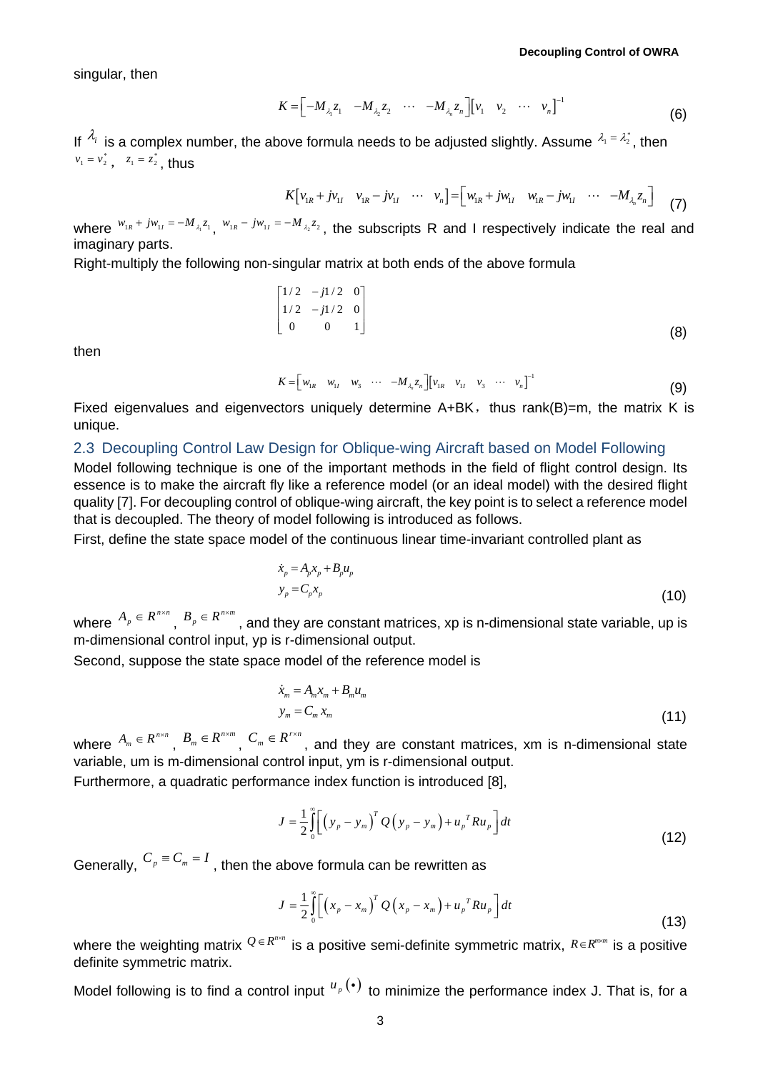singular, then

$$K = \left[ -M_{\lambda_1} z_1 \quad -M_{\lambda_2} z_2 \quad \cdots \quad -M_{\lambda_n} z_n \right] \left[ v_1 \quad v_2 \quad \cdots \quad v_n \right]^{-1} \tag{6}$$

If $\lambda_i$ is a complex number, the above formula needs to be adjusted slightly. Assume $\lambda_1 = \lambda_2^*$, then $v_1 = v_2^*$, $z_1 = z_2^*$, thus

$$K\left[ v_{1R} + jv_{1I} \quad v_{1R} - jv_{1I} \quad \cdots \quad v_n \right] = \left[ w_{1R} + jw_{1I} \quad w_{1R} - jw_{1I} \quad \cdots \quad -M_{\lambda_n} z_n \right] \tag{7}$$

where $w_{1R} + jw_{1I} = -M_{\lambda_1} z_1$, $w_{1R} - jw_{1I} = -M_{\lambda_2} z_2$, the subscripts R and I respectively indicate the real and imaginary parts.

Right-multiply the following non-singular matrix at both ends of the above formula

$$\begin{bmatrix} 1/2 & -j1/2 & 0 \\ 1/2 & -j1/2 & 0 \\ 0 & 0 & 1 \end{bmatrix} \tag{8}$$

then

$$K = \left[ w_{1R} \quad w_{1I} \quad w_3 \quad \cdots \quad -M_{\lambda_n} z_n \right] \left[ v_{1R} \quad v_{1I} \quad v_3 \quad \cdots \quad v_n \right]^{-1} \tag{9}$$

Fixed eigenvalues and eigenvectors uniquely determine A+BK，thus rank(B)=m, the matrix K is unique.

## 2.3 Decoupling Control Law Design for Oblique-wing Aircraft based on Model Following

Model following technique is one of the important methods in the field of flight control design. Its essence is to make the aircraft fly like a reference model (or an ideal model) with the desired flight quality [7]. For decoupling control of oblique-wing aircraft, the key point is to select a reference model that is decoupled. The theory of model following is introduced as follows.

First, define the state space model of the continuous linear time-invariant controlled plant as

$$\begin{aligned} \dot{x}_p &= A_p x_p + B_p u_p \\ y_p &= C_p x_p \end{aligned} \tag{10}$$

where $A_p \in R^{n \times n}$, $B_p \in R^{n \times m}$, and they are constant matrices, xp is n-dimensional state variable, up is m-dimensional control input, yp is r-dimensional output.

Second, suppose the state space model of the reference model is

$$\begin{aligned} \dot{x}_m &= A_m x_m + B_m u_m \\ y_m &= C_m x_m \end{aligned} \tag{11}$$

where $A_m \in R^{n \times n}$, $B_m \in R^{n \times m}$, $C_m \in R^{r \times n}$, and they are constant matrices, xm is n-dimensional state variable, um is m-dimensional control input, ym is r-dimensional output.

Furthermore, a quadratic performance index function is introduced [8],

$$J = \frac{1}{2} \int_0^\infty \left[ \left( y_p - y_m \right)^T Q \left( y_p - y_m \right) + u_p{}^T R u_p \right] dt \tag{12}$$

Generally, $C_p \equiv C_m = I$, then the above formula can be rewritten as

$$J = \frac{1}{2} \int_0^\infty \left[ \left( x_p - x_m \right)^T Q \left( x_p - x_m \right) + u_p{}^T R u_p \right] dt \tag{13}$$

where the weighting matrix $Q \in R^{n \times n}$ is a positive semi-definite symmetric matrix, $R \in R^{m \times m}$ is a positive definite symmetric matrix.

Model following is to find a control input $u_p(\bullet)$ to minimize the performance index J. That is, for a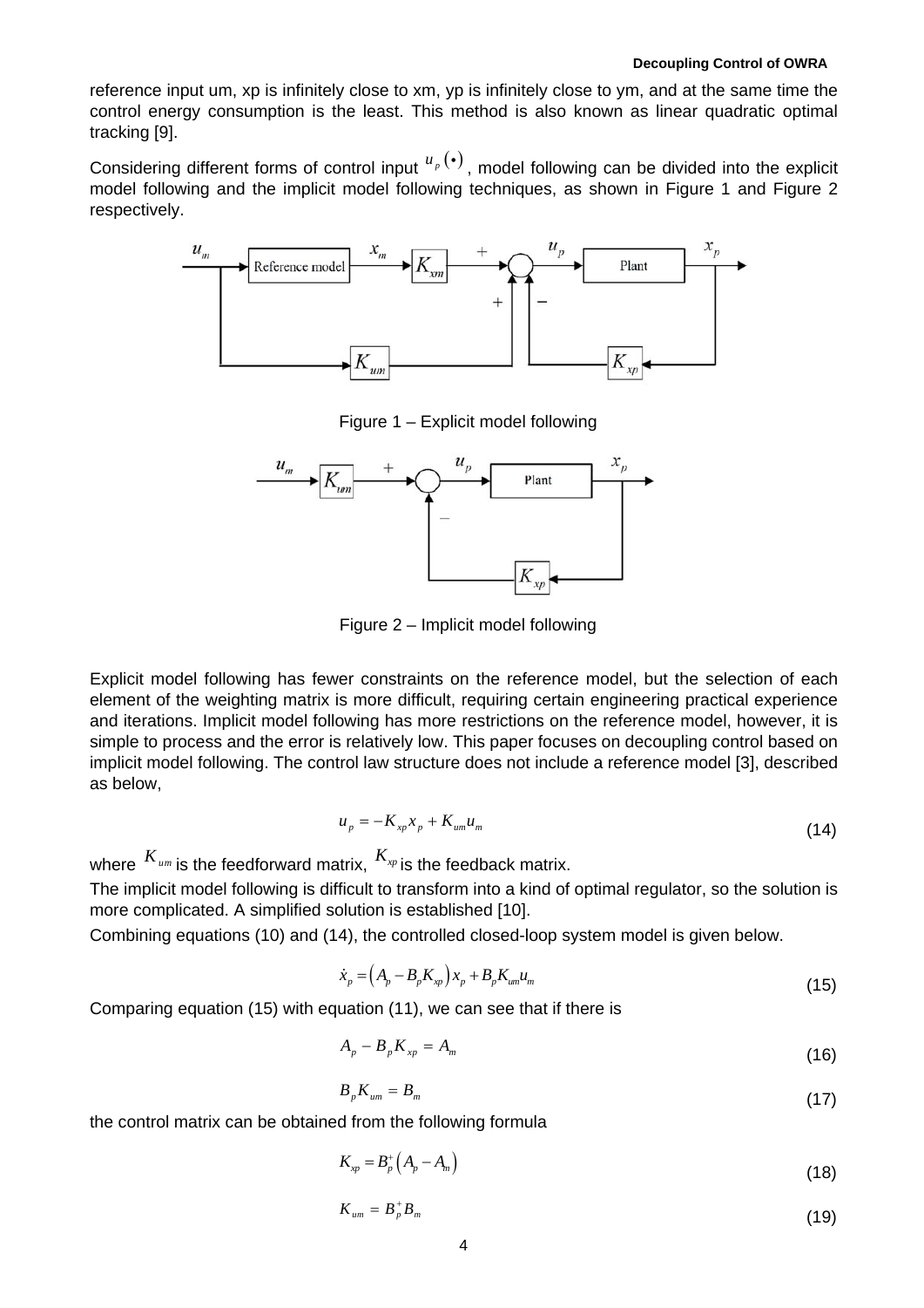reference input um, xp is infinitely close to xm, yp is infinitely close to ym, and at the same time the control energy consumption is the least. This method is also known as linear quadratic optimal tracking [9].

Considering different forms of control input $u_p(\bullet)$, model following can be divided into the explicit model following and the implicit model following techniques, as shown in Figure 1 and Figure 2 respectively.

Figure 1 – Explicit model following

Figure 2 – Implicit model following

Explicit model following has fewer constraints on the reference model, but the selection of each element of the weighting matrix is more difficult, requiring certain engineering practical experience and iterations. Implicit model following has more restrictions on the reference model, however, it is simple to process and the error is relatively low. This paper focuses on decoupling control based on implicit model following. The control law structure does not include a reference model [3], described as below,

$$u_p = -K_{xp} x_p + K_{um} u_m \tag{14}$$

where $K_{um}$ is the feedforward matrix, $K_{xp}$ is the feedback matrix.

The implicit model following is difficult to transform into a kind of optimal regulator, so the solution is more complicated. A simplified solution is established [10].

Combining equations (10) and (14), the controlled closed-loop system model is given below.

$$\dot{x}_p = \left(A_p - B_p K_{xp}\right) x_p + B_p K_{um} u_m \tag{15}$$

Comparing equation (15) with equation (11), we can see that if there is

$$A_p - B_p K_{xp} = A_m \tag{16}$$

$$B_p K_{um} = B_m \tag{17}$$

the control matrix can be obtained from the following formula

$$K_{xp} = B_p^{+}\left(A_p - A_m\right) \tag{18}$$

$$K_{um} = B_p^{+} B_m \tag{19}$$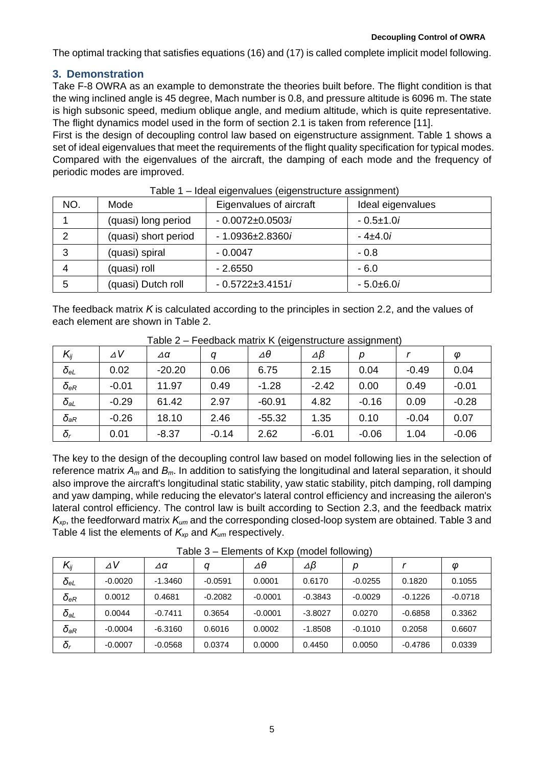The optimal tracking that satisfies equations (16) and (17) is called complete implicit model following.

## 3. Demonstration

Take F-8 OWRA as an example to demonstrate the theories built before. The flight condition is that the wing inclined angle is 45 degree, Mach number is 0.8, and pressure altitude is 6096 m. The state is high subsonic speed, medium oblique angle, and medium altitude, which is quite representative. The flight dynamics model used in the form of section 2.1 is taken from reference [11].

First is the design of decoupling control law based on eigenstructure assignment. Table 1 shows a set of ideal eigenvalues that meet the requirements of the flight quality specification for typical modes. Compared with the eigenvalues of the aircraft, the damping of each mode and the frequency of periodic modes are improved.

Table 1 – Ideal eigenvalues (eigenstructure assignment)

| NO. | Mode | Eigenvalues of aircraft | Ideal eigenvalues |
|---|---|---|---|
| 1 | (quasi) long period | $-0.0072\pm0.0503i$ | $-0.5\pm1.0i$ |
| 2 | (quasi) short period | $-1.0936\pm2.8360i$ | $-4\pm4.0i$ |
| 3 | (quasi) spiral | $-0.0047$ | $-0.8$ |
| 4 | (quasi) roll | $-2.6550$ | $-6.0$ |
| 5 | (quasi) Dutch roll | $-0.5722\pm3.4151i$ | $-5.0\pm6.0i$ |

The feedback matrix $K$ is calculated according to the principles in section 2.2, and the values of each element are shown in Table 2.

Table 2 – Feedback matrix K (eigenstructure assignment)

| $K_{ij}$ | $\Delta V$ | $\Delta\alpha$ | $q$ | $\Delta\theta$ | $\Delta\beta$ | $p$ | $r$ | $\varphi$ |
|---|---|---|---|---|---|---|---|---|
| $\delta_{eL}$ | 0.02 | -20.20 | 0.06 | 6.75 | 2.15 | 0.04 | -0.49 | 0.04 |
| $\delta_{eR}$ | -0.01 | 11.97 | 0.49 | -1.28 | -2.42 | 0.00 | 0.49 | -0.01 |
| $\delta_{aL}$ | -0.29 | 61.42 | 2.97 | -60.91 | 4.82 | -0.16 | 0.09 | -0.28 |
| $\delta_{aR}$ | -0.26 | 18.10 | 2.46 | -55.32 | 1.35 | 0.10 | -0.04 | 0.07 |
| $\delta_{r}$ | 0.01 | -8.37 | -0.14 | 2.62 | -6.01 | -0.06 | 1.04 | -0.06 |

The key to the design of the decoupling control law based on model following lies in the selection of reference matrix $A_m$ and $B_m$. In addition to satisfying the longitudinal and lateral separation, it should also improve the aircraft's longitudinal static stability, yaw static stability, pitch damping, roll damping and yaw damping, while reducing the elevator's lateral control efficiency and increasing the aileron's lateral control efficiency. The control law is built according to Section 2.3, and the feedback matrix $K_{xp}$, the feedforward matrix $K_{um}$ and the corresponding closed-loop system are obtained. Table 3 and Table 4 list the elements of $K_{xp}$ and $K_{um}$ respectively.

Table 3 – Elements of Kxp (model following)

| $K_{ij}$ | $\Delta V$ | $\Delta\alpha$ | $q$ | $\Delta\theta$ | $\Delta\beta$ | $p$ | $r$ | $\varphi$ |
|---|---|---|---|---|---|---|---|---|
| $\delta_{eL}$ | -0.0020 | -1.3460 | -0.0591 | 0.0001 | 0.6170 | -0.0255 | 0.1820 | 0.1055 |
| $\delta_{eR}$ | 0.0012 | 0.4681 | -0.2082 | -0.0001 | -0.3843 | -0.0029 | -0.1226 | -0.0718 |
| $\delta_{aL}$ | 0.0044 | -0.7411 | 0.3654 | -0.0001 | -3.8027 | 0.0270 | -0.6858 | 0.3362 |
| $\delta_{aR}$ | -0.0004 | -6.3160 | 0.6016 | 0.0002 | -1.8508 | -0.1010 | 0.2058 | 0.6607 |
| $\delta_{r}$ | -0.0007 | -0.0568 | 0.0374 | 0.0000 | 0.4450 | 0.0050 | -0.4786 | 0.0339 |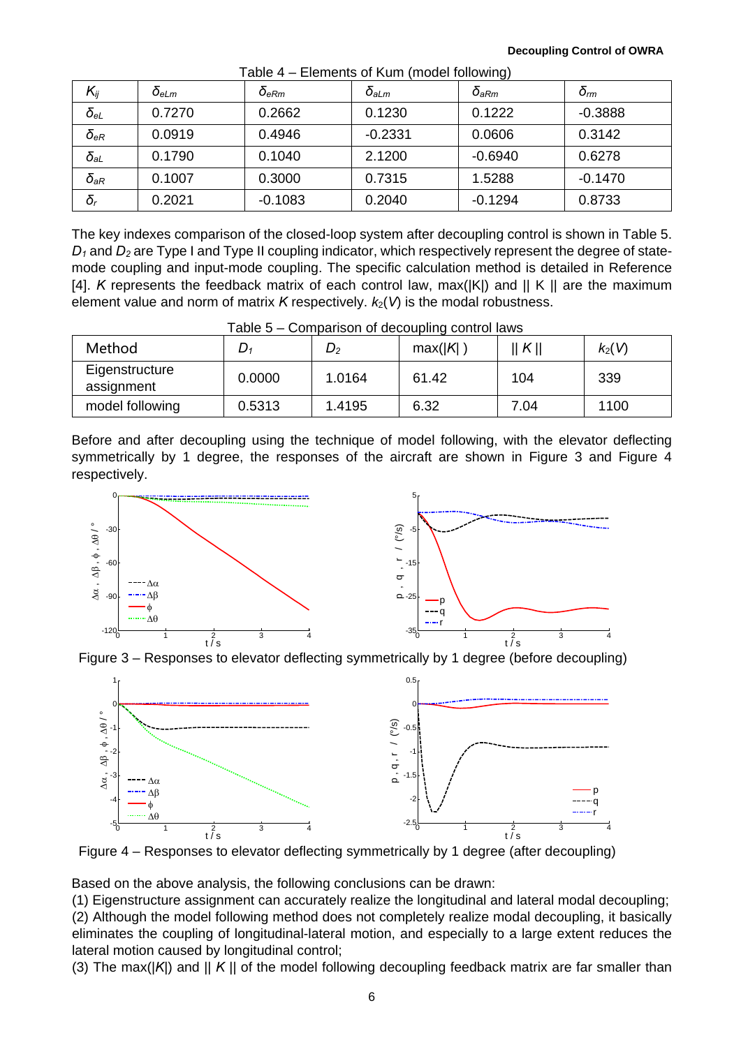Table 4 – Elements of Kum (model following)

| $K_{ij}$ | $\delta_{eLm}$ | $\delta_{eRm}$ | $\delta_{aLm}$ | $\delta_{aRm}$ | $\delta_{rm}$ |
|---|---|---|---|---|---|
| $\delta_{eL}$ | 0.7270 | 0.2662 | 0.1230 | 0.1222 | -0.3888 |
| $\delta_{eR}$ | 0.0919 | 0.4946 | -0.2331 | 0.0606 | 0.3142 |
| $\delta_{aL}$ | 0.1790 | 0.1040 | 2.1200 | -0.6940 | 0.6278 |
| $\delta_{aR}$ | 0.1007 | 0.3000 | 0.7315 | 1.5288 | -0.1470 |
| $\delta_{r}$ | 0.2021 | -0.1083 | 0.2040 | -0.1294 | 0.8733 |

The key indexes comparison of the closed-loop system after decoupling control is shown in Table 5. $D_1$ and $D_2$ are Type I and Type II coupling indicator, which respectively represent the degree of state-mode coupling and input-mode coupling. The specific calculation method is detailed in Reference [4]. $K$ represents the feedback matrix of each control law, max(|K|) and || K || are the maximum element value and norm of matrix $K$ respectively. $k_2(V)$ is the modal robustness.

Table 5 – Comparison of decoupling control laws

| Method | $D_1$ | $D_2$ | max(\|$K$\|) | \|\| $K$ \|\| | $k_2(V)$ |
|---|---|---|---|---|---|
| Eigenstructure assignment | 0.0000 | 1.0164 | 61.42 | 104 | 339 |
| model following | 0.5313 | 1.4195 | 6.32 | 7.04 | 1100 |

Before and after decoupling using the technique of model following, with the elevator deflecting symmetrically by 1 degree, the responses of the aircraft are shown in Figure 3 and Figure 4 respectively.

Figure 3 – Responses to elevator deflecting symmetrically by 1 degree (before decoupling)

Figure 4 – Responses to elevator deflecting symmetrically by 1 degree (after decoupling)

Based on the above analysis, the following conclusions can be drawn:

(1) Eigenstructure assignment can accurately realize the longitudinal and lateral modal decoupling;

(2) Although the model following method does not completely realize modal decoupling, it basically eliminates the coupling of longitudinal-lateral motion, and especially to a large extent reduces the lateral motion caused by longitudinal control;

(3) The max(|$K$|) and || $K$ || of the model following decoupling feedback matrix are far smaller than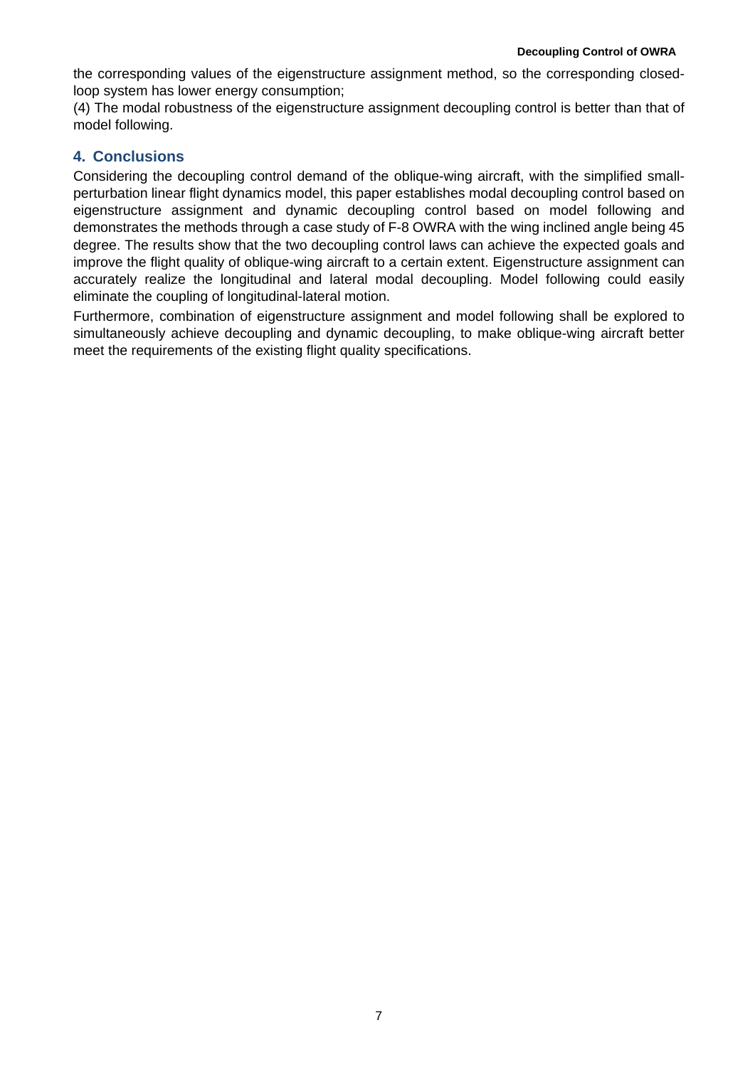the corresponding values of the eigenstructure assignment method, so the corresponding closed-loop system has lower energy consumption;

(4) The modal robustness of the eigenstructure assignment decoupling control is better than that of model following.

## 4. Conclusions

Considering the decoupling control demand of the oblique-wing aircraft, with the simplified small-perturbation linear flight dynamics model, this paper establishes modal decoupling control based on eigenstructure assignment and dynamic decoupling control based on model following and demonstrates the methods through a case study of F-8 OWRA with the wing inclined angle being 45 degree. The results show that the two decoupling control laws can achieve the expected goals and improve the flight quality of oblique-wing aircraft to a certain extent. Eigenstructure assignment can accurately realize the longitudinal and lateral modal decoupling. Model following could easily eliminate the coupling of longitudinal-lateral motion.

Furthermore, combination of eigenstructure assignment and model following shall be explored to simultaneously achieve decoupling and dynamic decoupling, to make oblique-wing aircraft better meet the requirements of the existing flight quality specifications.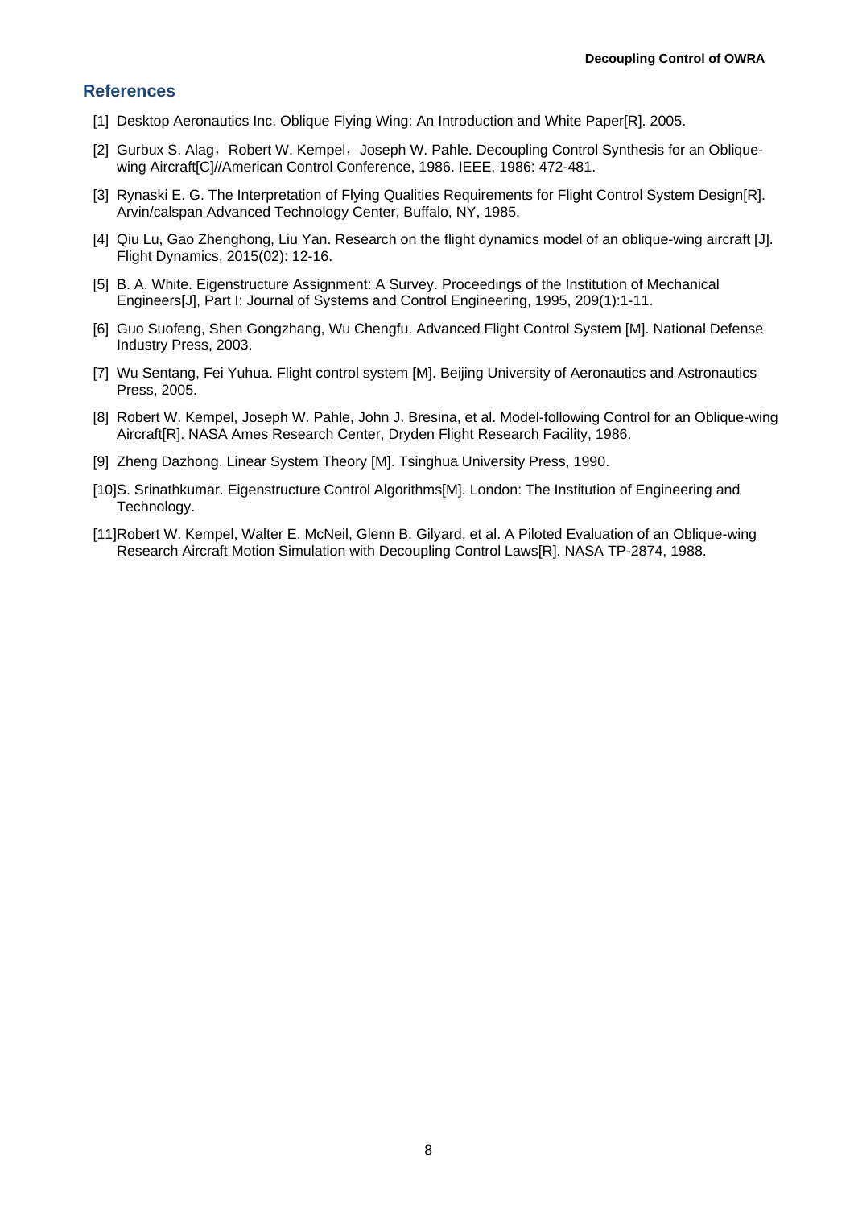## References

[1] Desktop Aeronautics Inc. Oblique Flying Wing: An Introduction and White Paper[R]. 2005.

[2] Gurbux S. Alag，Robert W. Kempel，Joseph W. Pahle. Decoupling Control Synthesis for an Oblique-wing Aircraft[C]//American Control Conference, 1986. IEEE, 1986: 472-481.

[3] Rynaski E. G. The Interpretation of Flying Qualities Requirements for Flight Control System Design[R]. Arvin/calspan Advanced Technology Center, Buffalo, NY, 1985.

[4] Qiu Lu, Gao Zhenghong, Liu Yan. Research on the flight dynamics model of an oblique-wing aircraft [J]. Flight Dynamics, 2015(02): 12-16.

[5] B. A. White. Eigenstructure Assignment: A Survey. Proceedings of the Institution of Mechanical Engineers[J], Part I: Journal of Systems and Control Engineering, 1995, 209(1):1-11.

[6] Guo Suofeng, Shen Gongzhang, Wu Chengfu. Advanced Flight Control System [M]. National Defense Industry Press, 2003.

[7] Wu Sentang, Fei Yuhua. Flight control system [M]. Beijing University of Aeronautics and Astronautics Press, 2005.

[8] Robert W. Kempel, Joseph W. Pahle, John J. Bresina, et al. Model-following Control for an Oblique-wing Aircraft[R]. NASA Ames Research Center, Dryden Flight Research Facility, 1986.

[9] Zheng Dazhong. Linear System Theory [M]. Tsinghua University Press, 1990.

[10]S. Srinathkumar. Eigenstructure Control Algorithms[M]. London: The Institution of Engineering and Technology.

[11]Robert W. Kempel, Walter E. McNeil, Glenn B. Gilyard, et al. A Piloted Evaluation of an Oblique-wing Research Aircraft Motion Simulation with Decoupling Control Laws[R]. NASA TP-2874, 1988.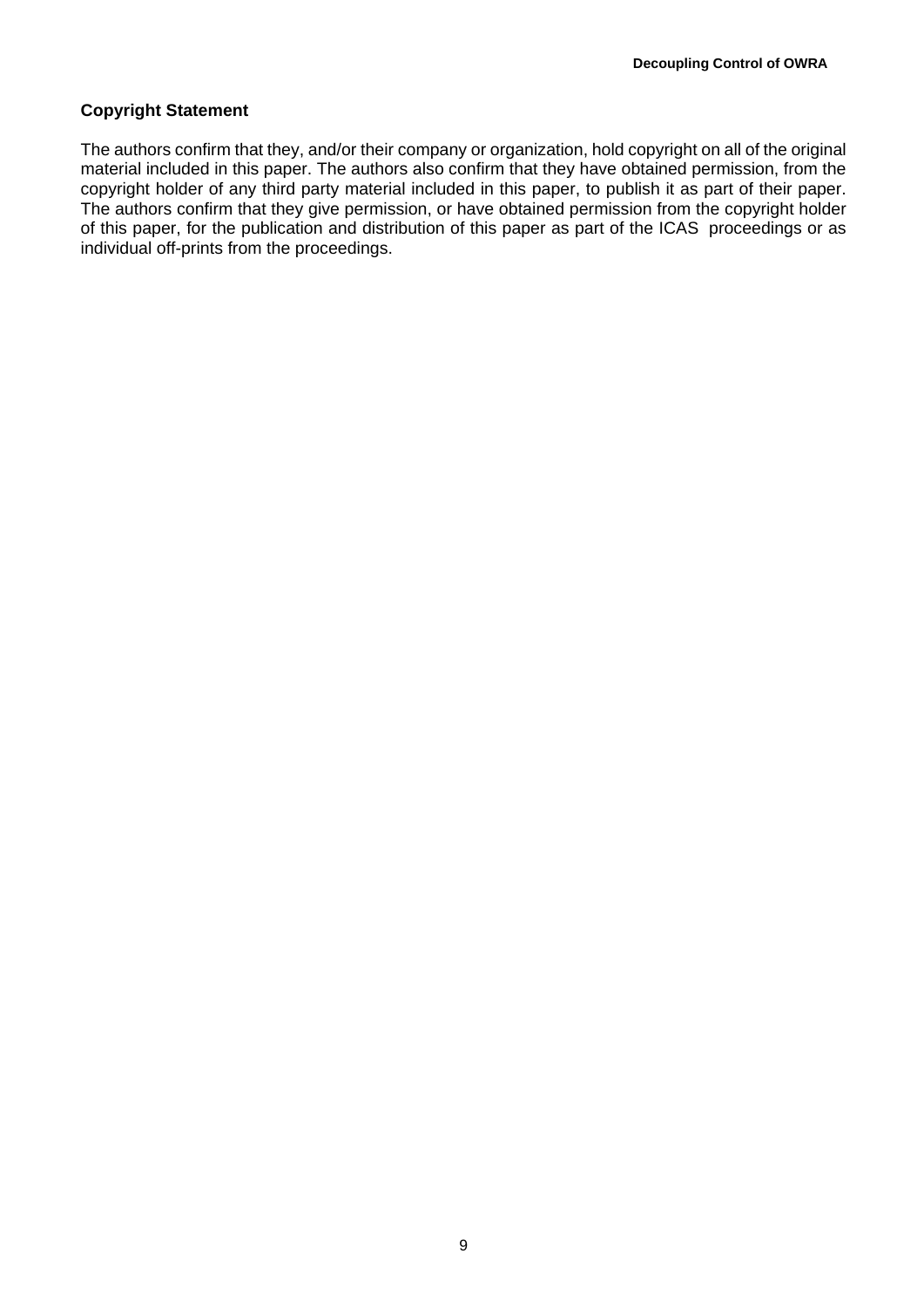### Copyright Statement

The authors confirm that they, and/or their company or organization, hold copyright on all of the original material included in this paper. The authors also confirm that they have obtained permission, from the copyright holder of any third party material included in this paper, to publish it as part of their paper. The authors confirm that they give permission, or have obtained permission from the copyright holder of this paper, for the publication and distribution of this paper as part of the ICAS proceedings or as individual off-prints from the proceedings.